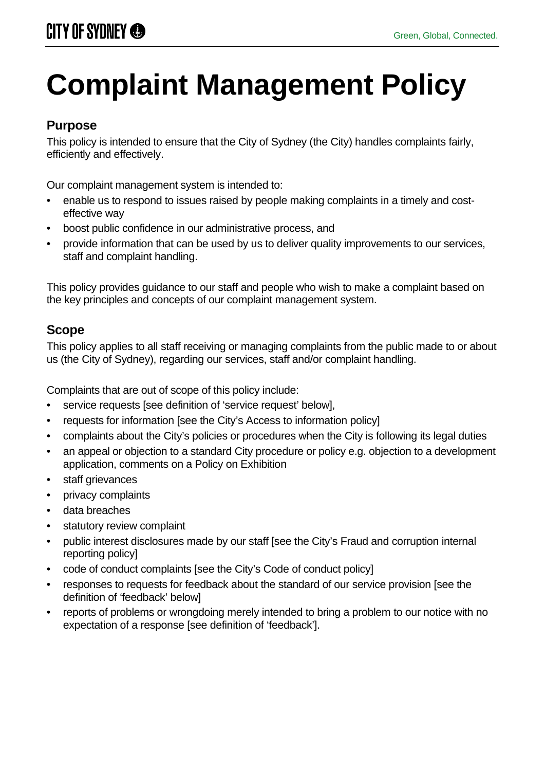# Complaint Management Policy

## Purpose

This policy is intended to ensure that the City of Sydney (the City) handles complaints fairly, efficiently and effectively.

Our complaint management system is intended to:

- enable us to respond to issues raised by people making complaints in a timely and cost-effective way
- boost public confidence in our administrative process, and
- provide information that can be used by us to deliver quality improvements to our services, staff and complaint handling.

This policy provides guidance to our staff and people who wish to make a complaint based on the key principles and concepts of our complaint management system.

## Scope

This policy applies to all staff receiving or managing complaints from the public made to or about us (the City of Sydney), regarding our services, staff and/or complaint handling.

Complaints that are out of scope of this policy include:

- service requests [see definition of 'service request' below],
- requests for information [see the City's Access to information policy]
- complaints about the City's policies or procedures when the City is following its legal duties
- an appeal or objection to a standard City procedure or policy e.g. objection to a development application, comments on a Policy on Exhibition
- staff grievances
- privacy complaints
- data breaches
- statutory review complaint
- public interest disclosures made by our staff [see the City's Fraud and corruption internal reporting policy]
- code of conduct complaints [see the City's Code of conduct policy]
- responses to requests for feedback about the standard of our service provision [see the definition of 'feedback' below]
- reports of problems or wrongdoing merely intended to bring a problem to our notice with no expectation of a response [see definition of 'feedback'].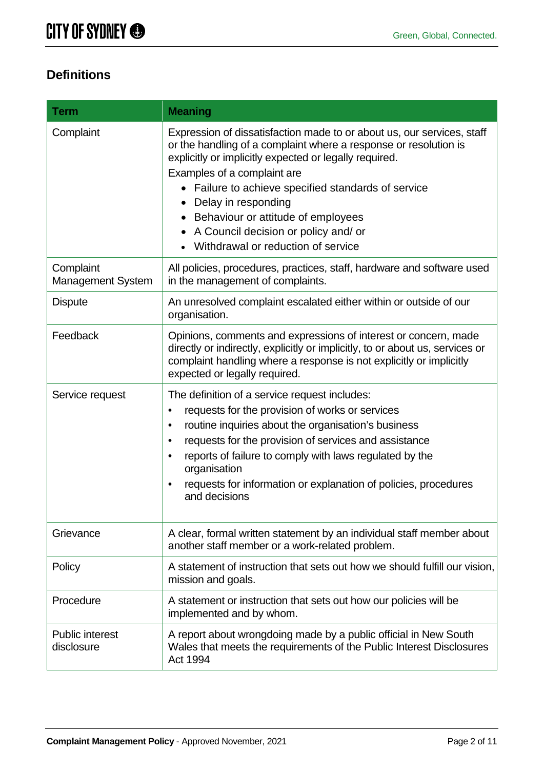## Definitions

| Term | Meaning |
|---|---|
| Complaint | Expression of dissatisfaction made to or about us, our services, staff or the handling of a complaint where a response or resolution is explicitly or implicitly expected or legally required.<br>Examples of a complaint are<br>• Failure to achieve specified standards of service<br>• Delay in responding<br>• Behaviour or attitude of employees<br>• A Council decision or policy and/ or<br>• Withdrawal or reduction of service |
| Complaint Management System | All policies, procedures, practices, staff, hardware and software used in the management of complaints. |
| Dispute | An unresolved complaint escalated either within or outside of our organisation. |
| Feedback | Opinions, comments and expressions of interest or concern, made directly or indirectly, explicitly or implicitly, to or about us, services or complaint handling where a response is not explicitly or implicitly expected or legally required. |
| Service request | The definition of a service request includes:<br>• requests for the provision of works or services<br>• routine inquiries about the organisation's business<br>• requests for the provision of services and assistance<br>• reports of failure to comply with laws regulated by the organisation<br>• requests for information or explanation of policies, procedures and decisions |
| Grievance | A clear, formal written statement by an individual staff member about another staff member or a work-related problem. |
| Policy | A statement of instruction that sets out how we should fulfill our vision, mission and goals. |
| Procedure | A statement or instruction that sets out how our policies will be implemented and by whom. |
| Public interest disclosure | A report about wrongdoing made by a public official in New South Wales that meets the requirements of the Public Interest Disclosures Act 1994 |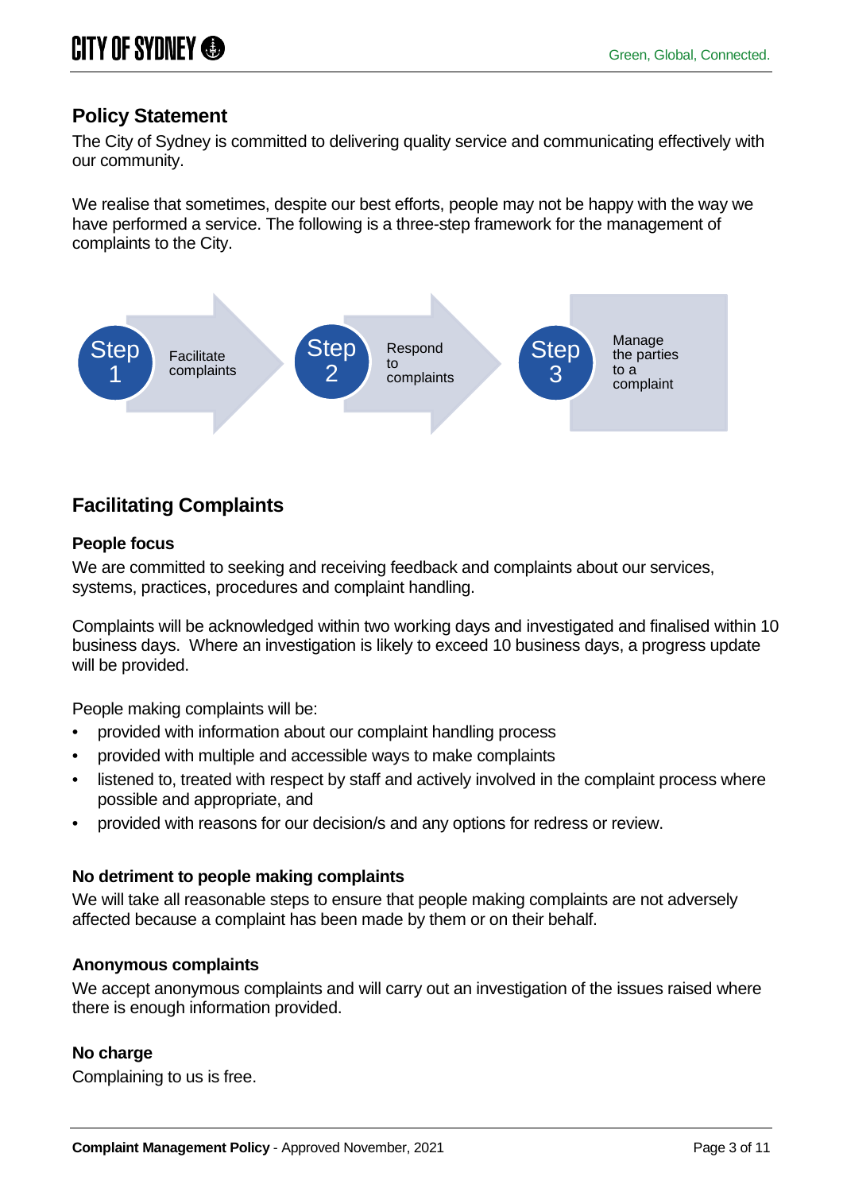## Policy Statement

The City of Sydney is committed to delivering quality service and communicating effectively with our community.

We realise that sometimes, despite our best efforts, people may not be happy with the way we have performed a service. The following is a three-step framework for the management of complaints to the City.

- **Step 1** – Facilitate complaints
- **Step 2** – Respond to complaints
- **Step 3** – Manage the parties to a complaint

## Facilitating Complaints

### People focus

We are committed to seeking and receiving feedback and complaints about our services, systems, practices, procedures and complaint handling.

Complaints will be acknowledged within two working days and investigated and finalised within 10 business days. Where an investigation is likely to exceed 10 business days, a progress update will be provided.

People making complaints will be:

- provided with information about our complaint handling process
- provided with multiple and accessible ways to make complaints
- listened to, treated with respect by staff and actively involved in the complaint process where possible and appropriate, and
- provided with reasons for our decision/s and any options for redress or review.

### No detriment to people making complaints

We will take all reasonable steps to ensure that people making complaints are not adversely affected because a complaint has been made by them or on their behalf.

### Anonymous complaints

We accept anonymous complaints and will carry out an investigation of the issues raised where there is enough information provided.

### No charge

Complaining to us is free.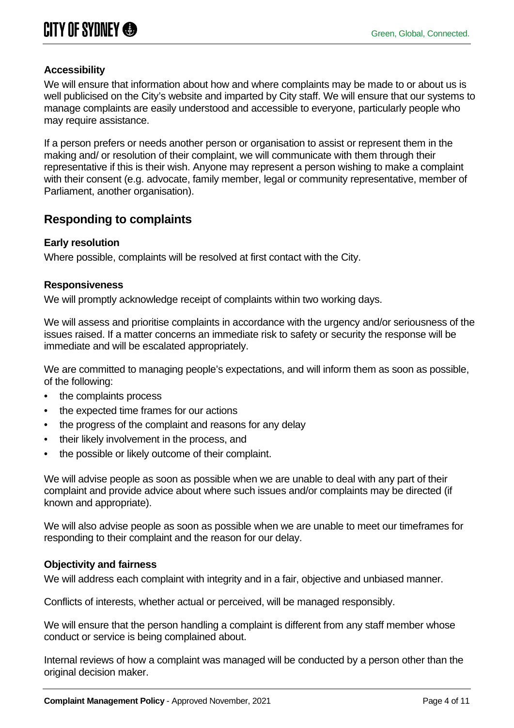### Accessibility

We will ensure that information about how and where complaints may be made to or about us is well publicised on the City's website and imparted by City staff. We will ensure that our systems to manage complaints are easily understood and accessible to everyone, particularly people who may require assistance.

If a person prefers or needs another person or organisation to assist or represent them in the making and/ or resolution of their complaint, we will communicate with them through their representative if this is their wish. Anyone may represent a person wishing to make a complaint with their consent (e.g. advocate, family member, legal or community representative, member of Parliament, another organisation).

## Responding to complaints

### Early resolution

Where possible, complaints will be resolved at first contact with the City.

### Responsiveness

We will promptly acknowledge receipt of complaints within two working days.

We will assess and prioritise complaints in accordance with the urgency and/or seriousness of the issues raised. If a matter concerns an immediate risk to safety or security the response will be immediate and will be escalated appropriately.

We are committed to managing people's expectations, and will inform them as soon as possible, of the following:

- the complaints process
- the expected time frames for our actions
- the progress of the complaint and reasons for any delay
- their likely involvement in the process, and
- the possible or likely outcome of their complaint.

We will advise people as soon as possible when we are unable to deal with any part of their complaint and provide advice about where such issues and/or complaints may be directed (if known and appropriate).

We will also advise people as soon as possible when we are unable to meet our timeframes for responding to their complaint and the reason for our delay.

### Objectivity and fairness

We will address each complaint with integrity and in a fair, objective and unbiased manner.

Conflicts of interests, whether actual or perceived, will be managed responsibly.

We will ensure that the person handling a complaint is different from any staff member whose conduct or service is being complained about.

Internal reviews of how a complaint was managed will be conducted by a person other than the original decision maker.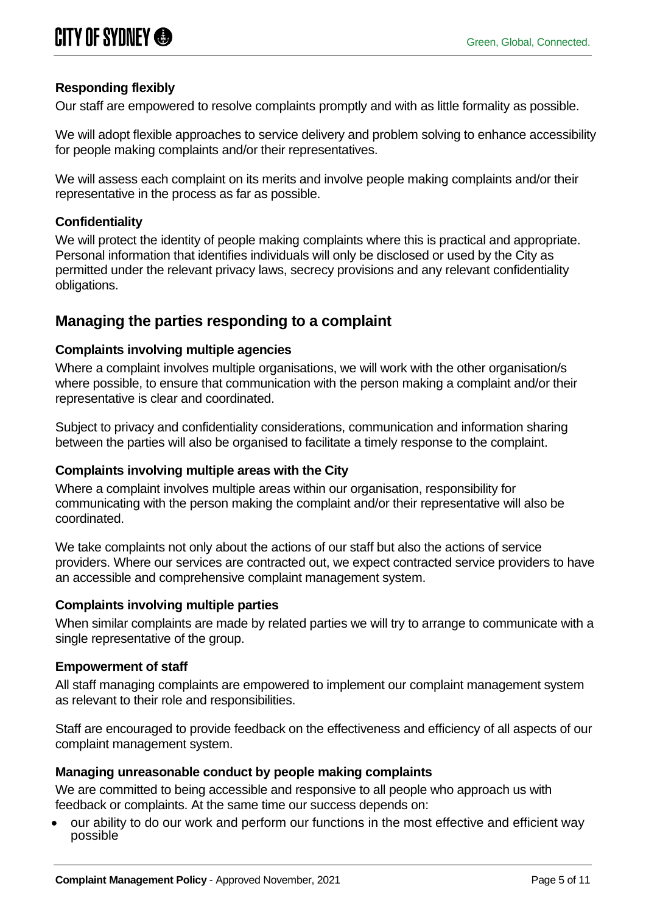### Responding flexibly

Our staff are empowered to resolve complaints promptly and with as little formality as possible.

We will adopt flexible approaches to service delivery and problem solving to enhance accessibility for people making complaints and/or their representatives.

We will assess each complaint on its merits and involve people making complaints and/or their representative in the process as far as possible.

### Confidentiality

We will protect the identity of people making complaints where this is practical and appropriate. Personal information that identifies individuals will only be disclosed or used by the City as permitted under the relevant privacy laws, secrecy provisions and any relevant confidentiality obligations.

## Managing the parties responding to a complaint

### Complaints involving multiple agencies

Where a complaint involves multiple organisations, we will work with the other organisation/s where possible, to ensure that communication with the person making a complaint and/or their representative is clear and coordinated.

Subject to privacy and confidentiality considerations, communication and information sharing between the parties will also be organised to facilitate a timely response to the complaint.

### Complaints involving multiple areas with the City

Where a complaint involves multiple areas within our organisation, responsibility for communicating with the person making the complaint and/or their representative will also be coordinated.

We take complaints not only about the actions of our staff but also the actions of service providers. Where our services are contracted out, we expect contracted service providers to have an accessible and comprehensive complaint management system.

### Complaints involving multiple parties

When similar complaints are made by related parties we will try to arrange to communicate with a single representative of the group.

### Empowerment of staff

All staff managing complaints are empowered to implement our complaint management system as relevant to their role and responsibilities.

Staff are encouraged to provide feedback on the effectiveness and efficiency of all aspects of our complaint management system.

### Managing unreasonable conduct by people making complaints

We are committed to being accessible and responsive to all people who approach us with feedback or complaints. At the same time our success depends on:

- our ability to do our work and perform our functions in the most effective and efficient way possible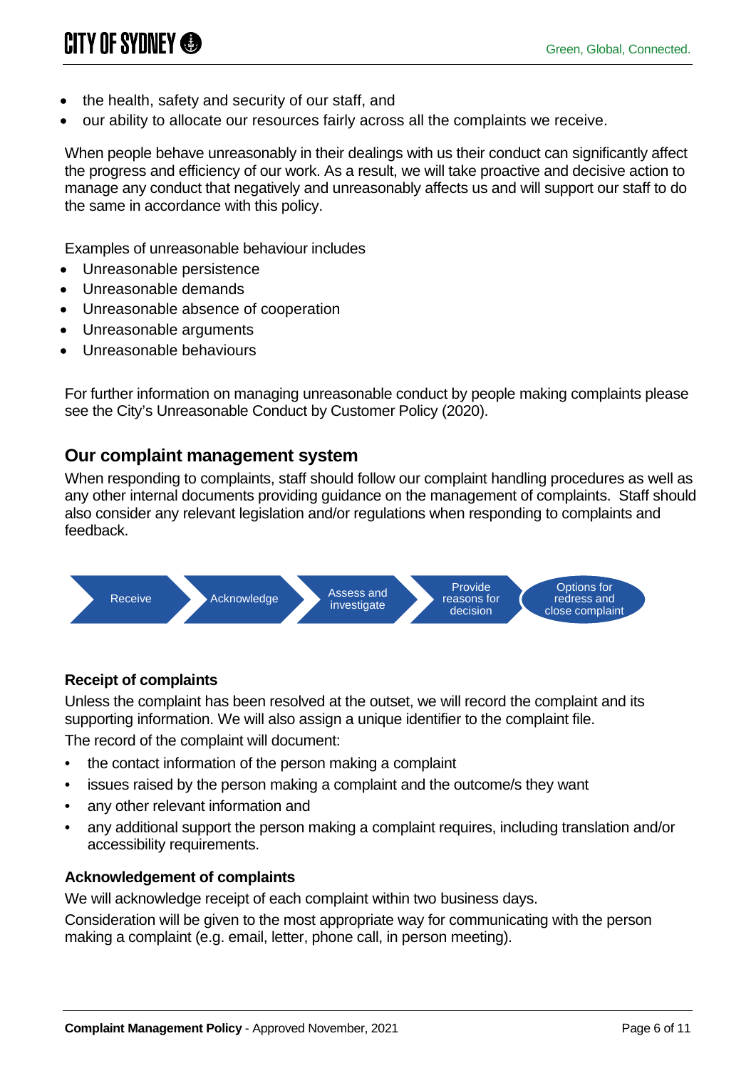- the health, safety and security of our staff, and
- our ability to allocate our resources fairly across all the complaints we receive.

When people behave unreasonably in their dealings with us their conduct can significantly affect the progress and efficiency of our work. As a result, we will take proactive and decisive action to manage any conduct that negatively and unreasonably affects us and will support our staff to do the same in accordance with this policy.

Examples of unreasonable behaviour includes

- Unreasonable persistence
- Unreasonable demands
- Unreasonable absence of cooperation
- Unreasonable arguments
- Unreasonable behaviours

For further information on managing unreasonable conduct by people making complaints please see the City's Unreasonable Conduct by Customer Policy (2020).

## Our complaint management system

When responding to complaints, staff should follow our complaint handling procedures as well as any other internal documents providing guidance on the management of complaints. Staff should also consider any relevant legislation and/or regulations when responding to complaints and feedback.

Receive → Acknowledge → Assess and investigate → Provide reasons for decision → Options for redress and close complaint

### Receipt of complaints

Unless the complaint has been resolved at the outset, we will record the complaint and its supporting information. We will also assign a unique identifier to the complaint file.

The record of the complaint will document:

- the contact information of the person making a complaint
- issues raised by the person making a complaint and the outcome/s they want
- any other relevant information and
- any additional support the person making a complaint requires, including translation and/or accessibility requirements.

### Acknowledgement of complaints

We will acknowledge receipt of each complaint within two business days.

Consideration will be given to the most appropriate way for communicating with the person making a complaint (e.g. email, letter, phone call, in person meeting).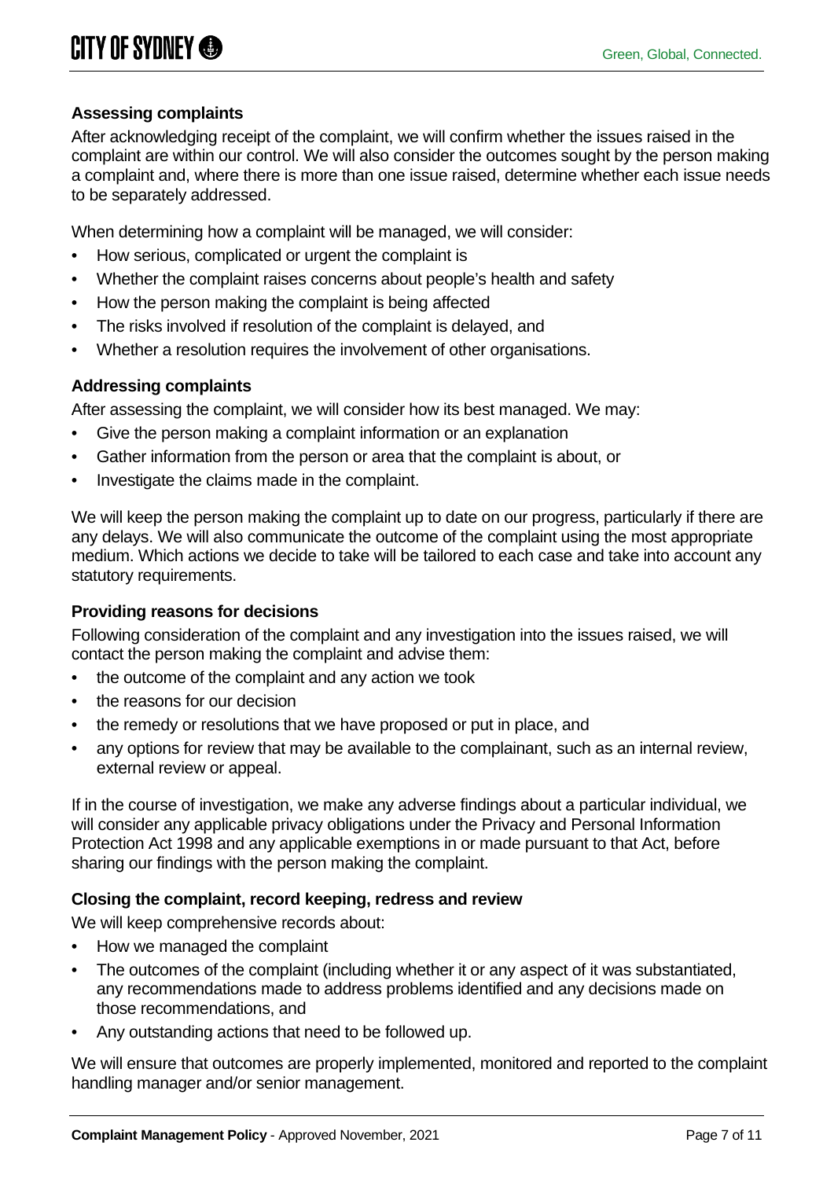### Assessing complaints

After acknowledging receipt of the complaint, we will confirm whether the issues raised in the complaint are within our control. We will also consider the outcomes sought by the person making a complaint and, where there is more than one issue raised, determine whether each issue needs to be separately addressed.

When determining how a complaint will be managed, we will consider:

- How serious, complicated or urgent the complaint is
- Whether the complaint raises concerns about people's health and safety
- How the person making the complaint is being affected
- The risks involved if resolution of the complaint is delayed, and
- Whether a resolution requires the involvement of other organisations.

### Addressing complaints

After assessing the complaint, we will consider how its best managed. We may:

- Give the person making a complaint information or an explanation
- Gather information from the person or area that the complaint is about, or
- Investigate the claims made in the complaint.

We will keep the person making the complaint up to date on our progress, particularly if there are any delays. We will also communicate the outcome of the complaint using the most appropriate medium. Which actions we decide to take will be tailored to each case and take into account any statutory requirements.

### Providing reasons for decisions

Following consideration of the complaint and any investigation into the issues raised, we will contact the person making the complaint and advise them:

- the outcome of the complaint and any action we took
- the reasons for our decision
- the remedy or resolutions that we have proposed or put in place, and
- any options for review that may be available to the complainant, such as an internal review, external review or appeal.

If in the course of investigation, we make any adverse findings about a particular individual, we will consider any applicable privacy obligations under the Privacy and Personal Information Protection Act 1998 and any applicable exemptions in or made pursuant to that Act, before sharing our findings with the person making the complaint.

### Closing the complaint, record keeping, redress and review

We will keep comprehensive records about:

- How we managed the complaint
- The outcomes of the complaint (including whether it or any aspect of it was substantiated, any recommendations made to address problems identified and any decisions made on those recommendations, and
- Any outstanding actions that need to be followed up.

We will ensure that outcomes are properly implemented, monitored and reported to the complaint handling manager and/or senior management.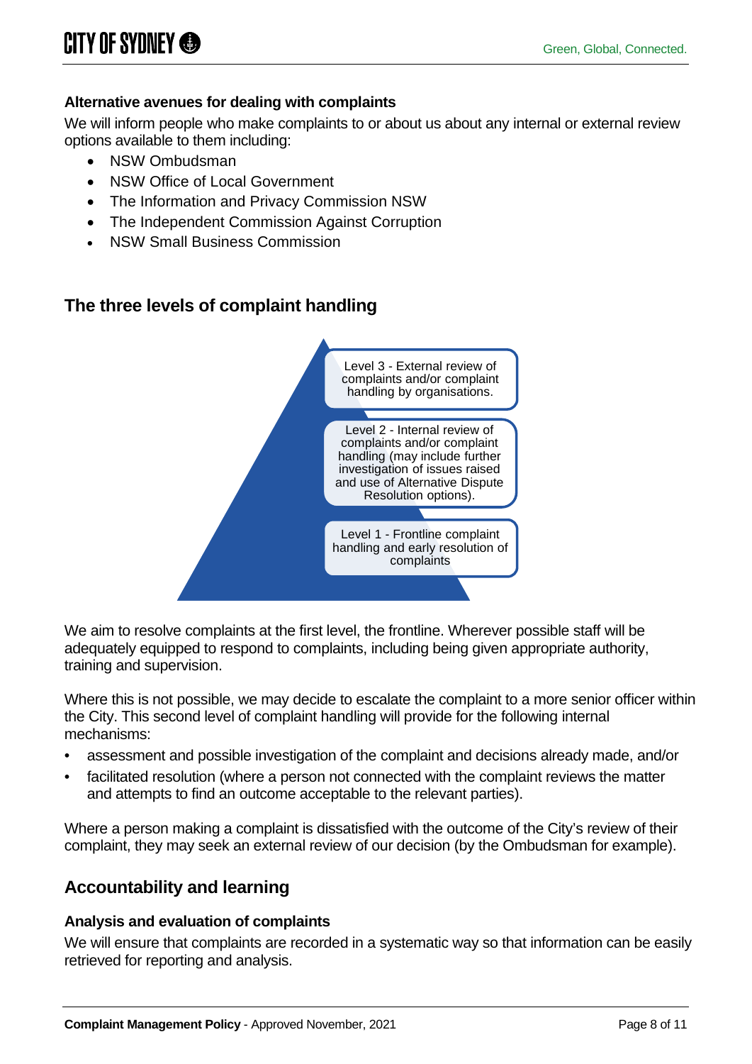### Alternative avenues for dealing with complaints

We will inform people who make complaints to or about us about any internal or external review options available to them including:

- NSW Ombudsman
- NSW Office of Local Government
- The Information and Privacy Commission NSW
- The Independent Commission Against Corruption
- NSW Small Business Commission

## The three levels of complaint handling

Level 3 - External review of complaints and/or complaint handling by organisations.

Level 2 - Internal review of complaints and/or complaint handling (may include further investigation of issues raised and use of Alternative Dispute Resolution options).

Level 1 - Frontline complaint handling and early resolution of complaints

We aim to resolve complaints at the first level, the frontline. Wherever possible staff will be adequately equipped to respond to complaints, including being given appropriate authority, training and supervision.

Where this is not possible, we may decide to escalate the complaint to a more senior officer within the City. This second level of complaint handling will provide for the following internal mechanisms:

- assessment and possible investigation of the complaint and decisions already made, and/or
- facilitated resolution (where a person not connected with the complaint reviews the matter and attempts to find an outcome acceptable to the relevant parties).

Where a person making a complaint is dissatisfied with the outcome of the City's review of their complaint, they may seek an external review of our decision (by the Ombudsman for example).

## Accountability and learning

### Analysis and evaluation of complaints

We will ensure that complaints are recorded in a systematic way so that information can be easily retrieved for reporting and analysis.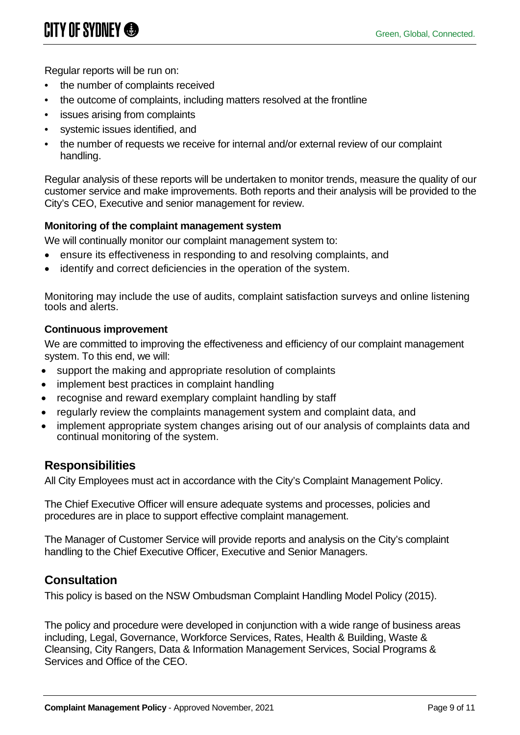Regular reports will be run on:

- the number of complaints received
- the outcome of complaints, including matters resolved at the frontline
- issues arising from complaints
- systemic issues identified, and
- the number of requests we receive for internal and/or external review of our complaint handling.

Regular analysis of these reports will be undertaken to monitor trends, measure the quality of our customer service and make improvements. Both reports and their analysis will be provided to the City's CEO, Executive and senior management for review.

### Monitoring of the complaint management system

We will continually monitor our complaint management system to:

- ensure its effectiveness in responding to and resolving complaints, and
- identify and correct deficiencies in the operation of the system.

Monitoring may include the use of audits, complaint satisfaction surveys and online listening tools and alerts.

### Continuous improvement

We are committed to improving the effectiveness and efficiency of our complaint management system. To this end, we will:

- support the making and appropriate resolution of complaints
- implement best practices in complaint handling
- recognise and reward exemplary complaint handling by staff
- regularly review the complaints management system and complaint data, and
- implement appropriate system changes arising out of our analysis of complaints data and continual monitoring of the system.

## Responsibilities

All City Employees must act in accordance with the City's Complaint Management Policy.

The Chief Executive Officer will ensure adequate systems and processes, policies and procedures are in place to support effective complaint management.

The Manager of Customer Service will provide reports and analysis on the City's complaint handling to the Chief Executive Officer, Executive and Senior Managers.

## Consultation

This policy is based on the NSW Ombudsman Complaint Handling Model Policy (2015).

The policy and procedure were developed in conjunction with a wide range of business areas including, Legal, Governance, Workforce Services, Rates, Health & Building, Waste & Cleansing, City Rangers, Data & Information Management Services, Social Programs & Services and Office of the CEO.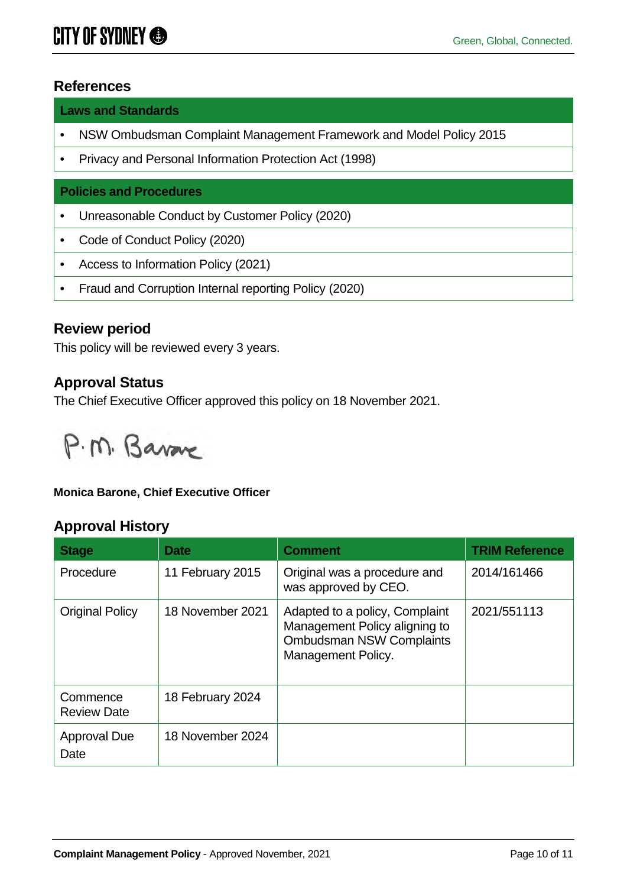## References

| Laws and Standards |
|---|
| • NSW Ombudsman Complaint Management Framework and Model Policy 2015 |
| • Privacy and Personal Information Protection Act (1998) |

| Policies and Procedures |
|---|
| • Unreasonable Conduct by Customer Policy (2020) |
| • Code of Conduct Policy (2020) |
| • Access to Information Policy (2021) |
| • Fraud and Corruption Internal reporting Policy (2020) |

## Review period

This policy will be reviewed every 3 years.

## Approval Status

The Chief Executive Officer approved this policy on 18 November 2021.

P. M. Barone

**Monica Barone, Chief Executive Officer**

## Approval History

| Stage | Date | Comment | TRIM Reference |
|---|---|---|---|
| Procedure | 11 February 2015 | Original was a procedure and was approved by CEO. | 2014/161466 |
| Original Policy | 18 November 2021 | Adapted to a policy, Complaint Management Policy aligning to Ombudsman NSW Complaints Management Policy. | 2021/551113 |
| Commence Review Date | 18 February 2024 | | |
| Approval Due Date | 18 November 2024 | | |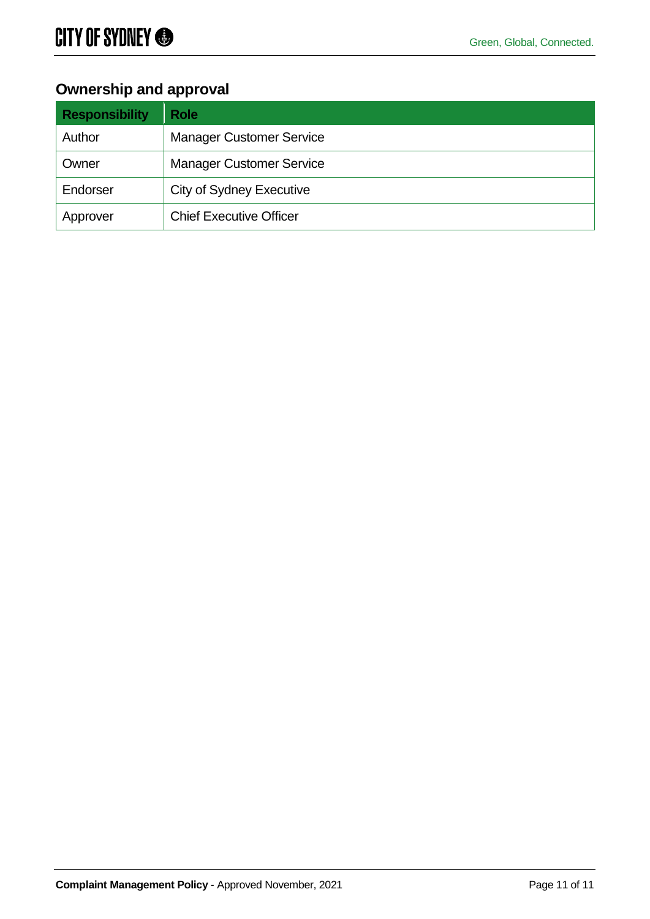## Ownership and approval

| Responsibility | Role |
| --- | --- |
| Author | Manager Customer Service |
| Owner | Manager Customer Service |
| Endorser | City of Sydney Executive |
| Approver | Chief Executive Officer |